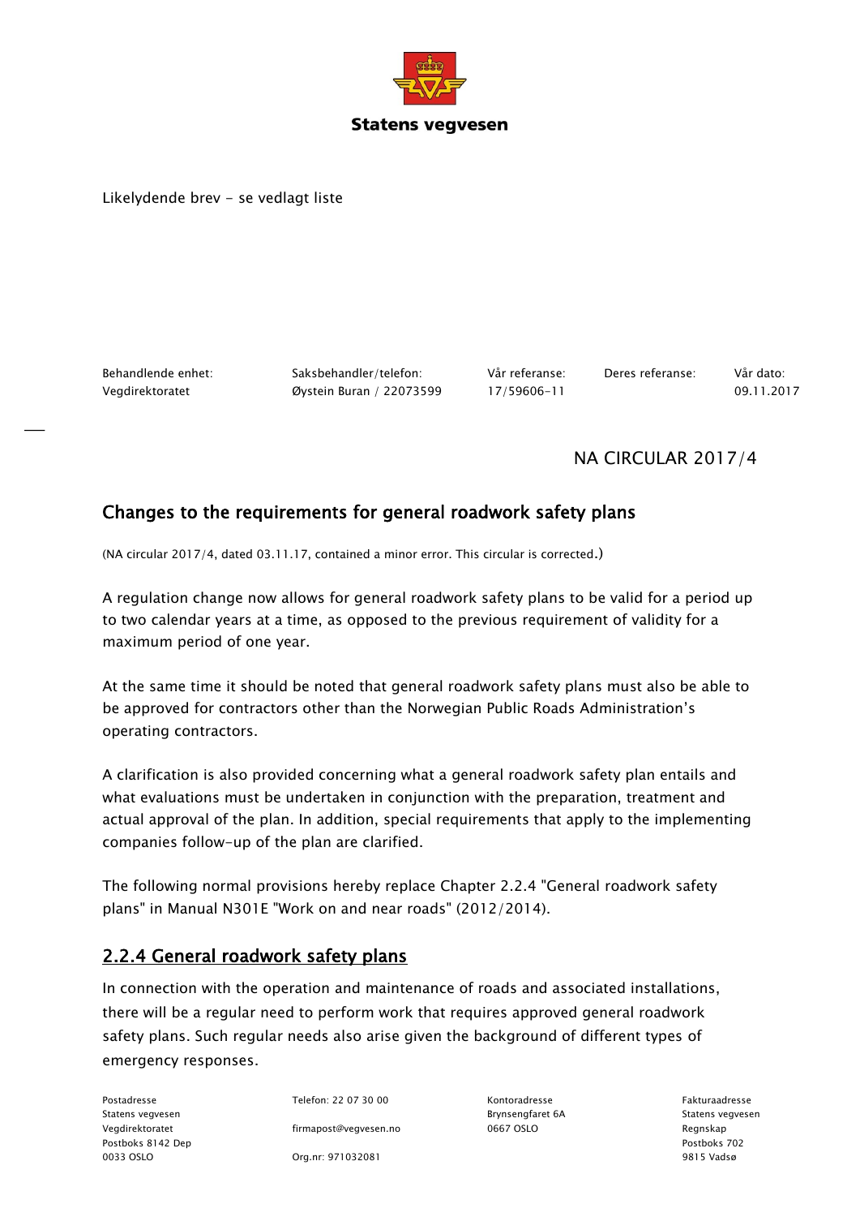Statens vegvesen

Likelydende brev - se vedlagt liste

| Behandlende enhet: | Saksbehandler/telefon: | Vår referanse: | Deres referanse: | Vår dato: |
| --- | --- | --- | --- | --- |
| Vegdirektoratet | Øystein Buran / 22073599 | 17/59606-11 | | 09.11.2017 |

NA CIRCULAR 2017/4

# Changes to the requirements for general roadwork safety plans

(NA circular 2017/4, dated 03.11.17, contained a minor error. This circular is corrected.)

A regulation change now allows for general roadwork safety plans to be valid for a period up to two calendar years at a time, as opposed to the previous requirement of validity for a maximum period of one year.

At the same time it should be noted that general roadwork safety plans must also be able to be approved for contractors other than the Norwegian Public Roads Administration's operating contractors.

A clarification is also provided concerning what a general roadwork safety plan entails and what evaluations must be undertaken in conjunction with the preparation, treatment and actual approval of the plan. In addition, special requirements that apply to the implementing companies follow-up of the plan are clarified.

The following normal provisions hereby replace Chapter 2.2.4 "General roadwork safety plans" in Manual N301E "Work on and near roads" (2012/2014).

## 2.2.4 General roadwork safety plans

In connection with the operation and maintenance of roads and associated installations, there will be a regular need to perform work that requires approved general roadwork safety plans. Such regular needs also arise given the background of different types of emergency responses.

| Postadresse | Telefon: 22 07 30 00 | Kontoradresse | Fakturaadresse |
| --- | --- | --- | --- |
| Statens vegvesen | | Brynsengfaret 6A | Statens vegvesen |
| Vegdirektoratet | firmapost@vegvesen.no | 0667 OSLO | Regnskap |
| Postboks 8142 Dep | | | Postboks 702 |
| 0033 OSLO | Org.nr: 971032081 | | 9815 Vadsø |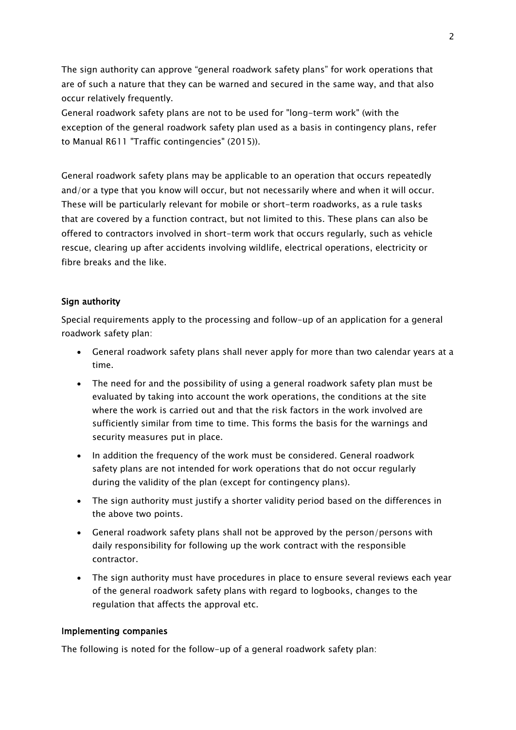The sign authority can approve "general roadwork safety plans" for work operations that are of such a nature that they can be warned and secured in the same way, and that also occur relatively frequently.
General roadwork safety plans are not to be used for "long-term work" (with the exception of the general roadwork safety plan used as a basis in contingency plans, refer to Manual R611 "Traffic contingencies" (2015)).

General roadwork safety plans may be applicable to an operation that occurs repeatedly and/or a type that you know will occur, but not necessarily where and when it will occur. These will be particularly relevant for mobile or short-term roadworks, as a rule tasks that are covered by a function contract, but not limited to this. These plans can also be offered to contractors involved in short-term work that occurs regularly, such as vehicle rescue, clearing up after accidents involving wildlife, electrical operations, electricity or fibre breaks and the like.

**Sign authority**

Special requirements apply to the processing and follow-up of an application for a general roadwork safety plan:

- General roadwork safety plans shall never apply for more than two calendar years at a time.
- The need for and the possibility of using a general roadwork safety plan must be evaluated by taking into account the work operations, the conditions at the site where the work is carried out and that the risk factors in the work involved are sufficiently similar from time to time. This forms the basis for the warnings and security measures put in place.
- In addition the frequency of the work must be considered. General roadwork safety plans are not intended for work operations that do not occur regularly during the validity of the plan (except for contingency plans).
- The sign authority must justify a shorter validity period based on the differences in the above two points.
- General roadwork safety plans shall not be approved by the person/persons with daily responsibility for following up the work contract with the responsible contractor.
- The sign authority must have procedures in place to ensure several reviews each year of the general roadwork safety plans with regard to logbooks, changes to the regulation that affects the approval etc.

**Implementing companies**

The following is noted for the follow-up of a general roadwork safety plan: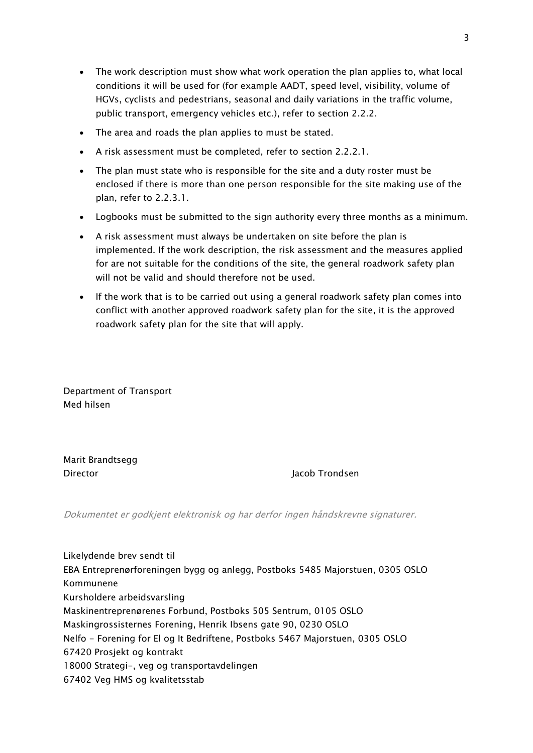- The work description must show what work operation the plan applies to, what local conditions it will be used for (for example AADT, speed level, visibility, volume of HGVs, cyclists and pedestrians, seasonal and daily variations in the traffic volume, public transport, emergency vehicles etc.), refer to section 2.2.2.
- The area and roads the plan applies to must be stated.
- A risk assessment must be completed, refer to section 2.2.2.1.
- The plan must state who is responsible for the site and a duty roster must be enclosed if there is more than one person responsible for the site making use of the plan, refer to 2.2.3.1.
- Logbooks must be submitted to the sign authority every three months as a minimum.
- A risk assessment must always be undertaken on site before the plan is implemented. If the work description, the risk assessment and the measures applied for are not suitable for the conditions of the site, the general roadwork safety plan will not be valid and should therefore not be used.
- If the work that is to be carried out using a general roadwork safety plan comes into conflict with another approved roadwork safety plan for the site, it is the approved roadwork safety plan for the site that will apply.

Department of Transport
Med hilsen

Marit Brandtsegg
Director

Jacob Trondsen

*Dokumentet er godkjent elektronisk og har derfor ingen håndskrevne signaturer.*

Likelydende brev sendt til
EBA Entreprenørforeningen bygg og anlegg, Postboks 5485 Majorstuen, 0305 OSLO
Kommunene
Kursholdere arbeidsvarsling
Maskinentreprenørenes Forbund, Postboks 505 Sentrum, 0105 OSLO
Maskingrossisternes Forening, Henrik Ibsens gate 90, 0230 OSLO
Nelfo - Forening for El og It Bedriftene, Postboks 5467 Majorstuen, 0305 OSLO
67420 Prosjekt og kontrakt
18000 Strategi-, veg og transportavdelingen
67402 Veg HMS og kvalitetsstab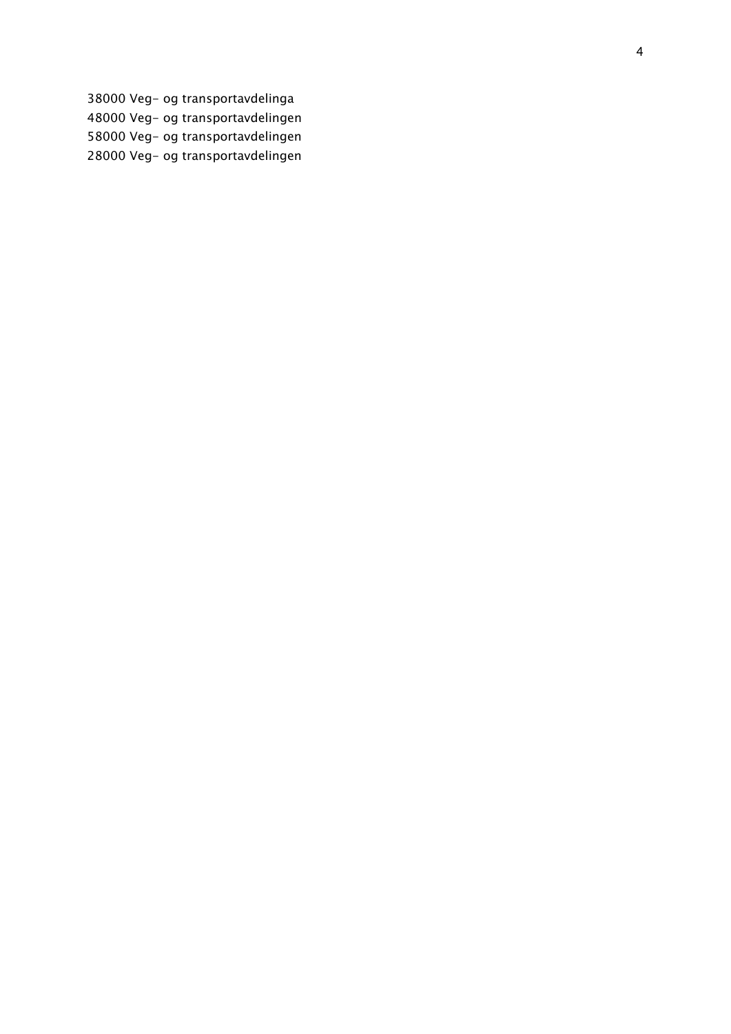38000 Veg- og transportavdelinga
48000 Veg- og transportavdelingen
58000 Veg- og transportavdelingen
28000 Veg- og transportavdelingen